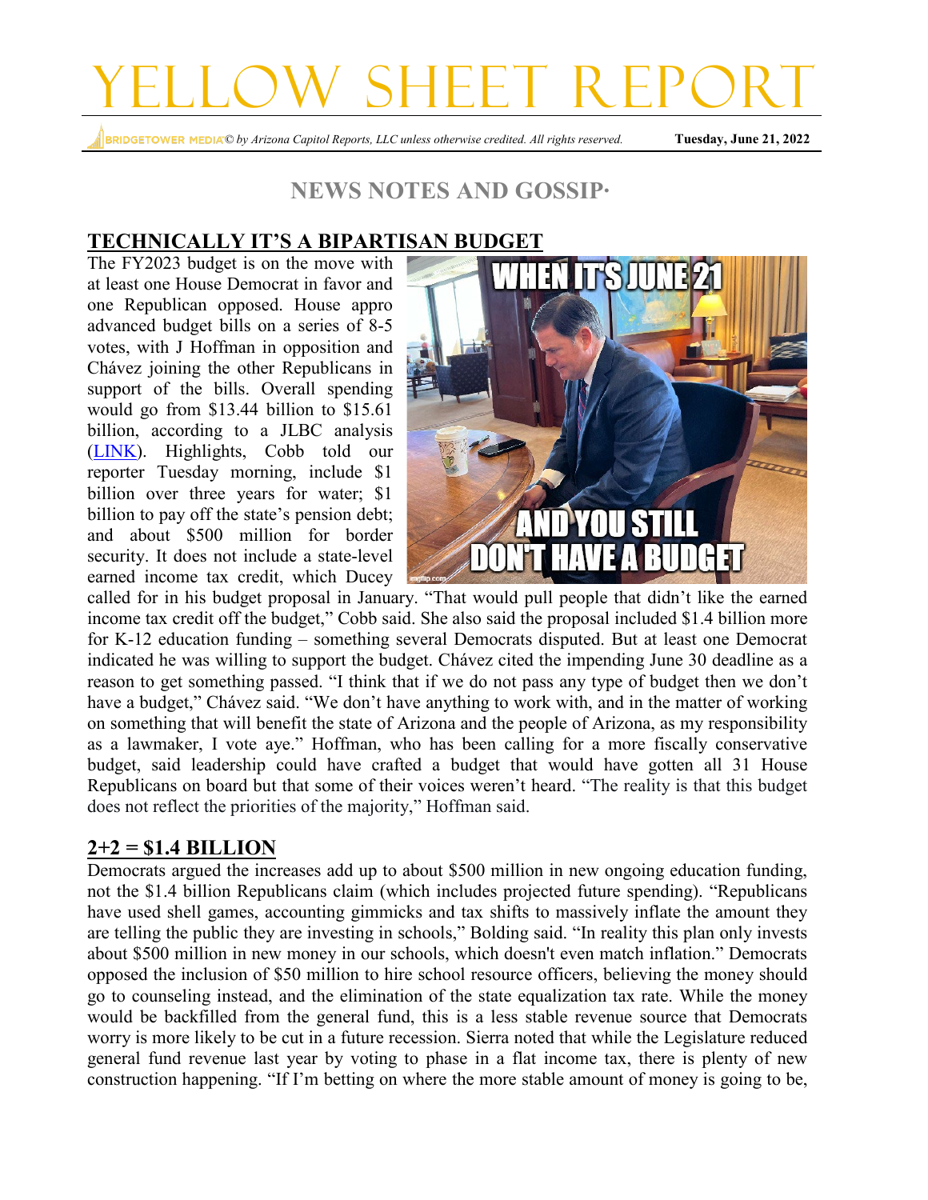# YELLOW SHEET REPORT

BRIDGETOWER MEDIA © *by Arizona Capitol Reports, LLC unless otherwise credited. All rights reserved.* **Tuesday, June 21, 2022**

## NEWS NOTES AND GOSSIP·

### TECHNICALLY IT'S A BIPARTISAN BUDGET

The FY2023 budget is on the move with at least one House Democrat in favor and one Republican opposed. House appro advanced budget bills on a series of 8-5 votes, with J Hoffman in opposition and Chávez joining the other Republicans in support of the bills. Overall spending would go from $13.44 billion to $15.61 billion, according to a JLBC analysis (LINK). Highlights, Cobb told our reporter Tuesday morning, include $1 billion over three years for water; $1 billion to pay off the state's pension debt; and about $500 million for border security. It does not include a state-level earned income tax credit, which Ducey called for in his budget proposal in January. "That would pull people that didn't like the earned income tax credit off the budget," Cobb said. She also said the proposal included $1.4 billion more for K-12 education funding – something several Democrats disputed. But at least one Democrat indicated he was willing to support the budget. Chávez cited the impending June 30 deadline as a reason to get something passed. "I think that if we do not pass any type of budget then we don't have a budget," Chávez said. "We don't have anything to work with, and in the matter of working on something that will benefit the state of Arizona and the people of Arizona, as my responsibility as a lawmaker, I vote aye." Hoffman, who has been calling for a more fiscally conservative budget, said leadership could have crafted a budget that would have gotten all 31 House Republicans on board but that some of their voices weren't heard. "The reality is that this budget does not reflect the priorities of the majority," Hoffman said.

### 2+2 = $1.4 BILLION

Democrats argued the increases add up to about $500 million in new ongoing education funding, not the $1.4 billion Republicans claim (which includes projected future spending). "Republicans have used shell games, accounting gimmicks and tax shifts to massively inflate the amount they are telling the public they are investing in schools," Bolding said. "In reality this plan only invests about $500 million in new money in our schools, which doesn't even match inflation." Democrats opposed the inclusion of $50 million to hire school resource officers, believing the money should go to counseling instead, and the elimination of the state equalization tax rate. While the money would be backfilled from the general fund, this is a less stable revenue source that Democrats worry is more likely to be cut in a future recession. Sierra noted that while the Legislature reduced general fund revenue last year by voting to phase in a flat income tax, there is plenty of new construction happening. "If I'm betting on where the more stable amount of money is going to be,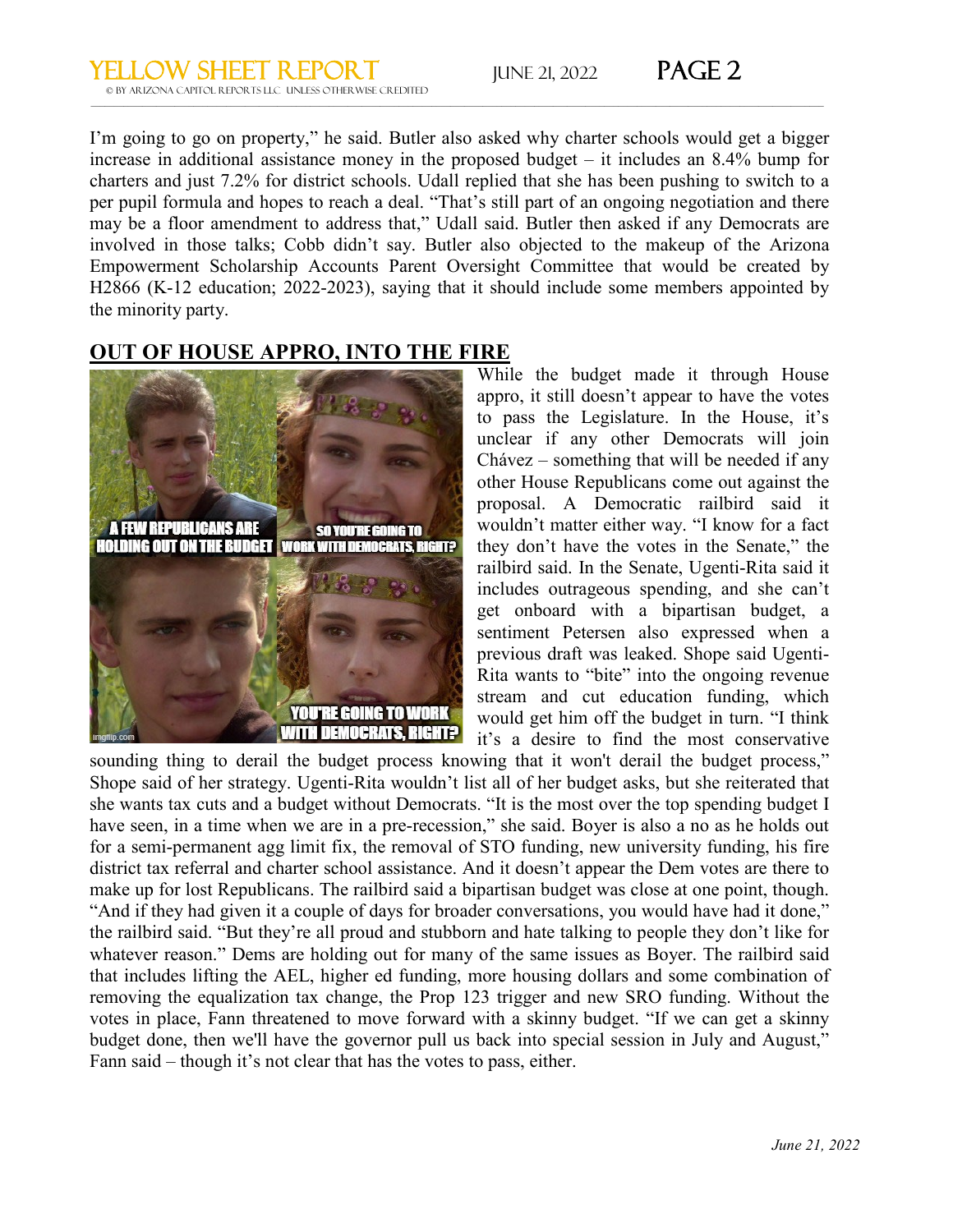I'm going to go on property," he said. Butler also asked why charter schools would get a bigger increase in additional assistance money in the proposed budget – it includes an 8.4% bump for charters and just 7.2% for district schools. Udall replied that she has been pushing to switch to a per pupil formula and hopes to reach a deal. "That's still part of an ongoing negotiation and there may be a floor amendment to address that," Udall said. Butler then asked if any Democrats are involved in those talks; Cobb didn't say. Butler also objected to the makeup of the Arizona Empowerment Scholarship Accounts Parent Oversight Committee that would be created by H2866 (K-12 education; 2022-2023), saying that it should include some members appointed by the minority party.

## OUT OF HOUSE APPRO, INTO THE FIRE

While the budget made it through House appro, it still doesn't appear to have the votes to pass the Legislature. In the House, it's unclear if any other Democrats will join Chávez – something that will be needed if any other House Republicans come out against the proposal. A Democratic railbird said it wouldn't matter either way. "I know for a fact they don't have the votes in the Senate," the railbird said. In the Senate, Ugenti-Rita said it includes outrageous spending, and she can't get onboard with a bipartisan budget, a sentiment Petersen also expressed when a previous draft was leaked. Shope said Ugenti-Rita wants to "bite" into the ongoing revenue stream and cut education funding, which would get him off the budget in turn. "I think it's a desire to find the most conservative sounding thing to derail the budget process knowing that it won't derail the budget process," Shope said of her strategy. Ugenti-Rita wouldn't list all of her budget asks, but she reiterated that she wants tax cuts and a budget without Democrats. "It is the most over the top spending budget I have seen, in a time when we are in a pre-recession," she said. Boyer is also a no as he holds out for a semi-permanent agg limit fix, the removal of STO funding, new university funding, his fire district tax referral and charter school assistance. And it doesn't appear the Dem votes are there to make up for lost Republicans. The railbird said a bipartisan budget was close at one point, though. "And if they had given it a couple of days for broader conversations, you would have had it done," the railbird said. "But they're all proud and stubborn and hate talking to people they don't like for whatever reason." Dems are holding out for many of the same issues as Boyer. The railbird said that includes lifting the AEL, higher ed funding, more housing dollars and some combination of removing the equalization tax change, the Prop 123 trigger and new SRO funding. Without the votes in place, Fann threatened to move forward with a skinny budget. "If we can get a skinny budget done, then we'll have the governor pull us back into special session in July and August," Fann said – though it's not clear that has the votes to pass, either.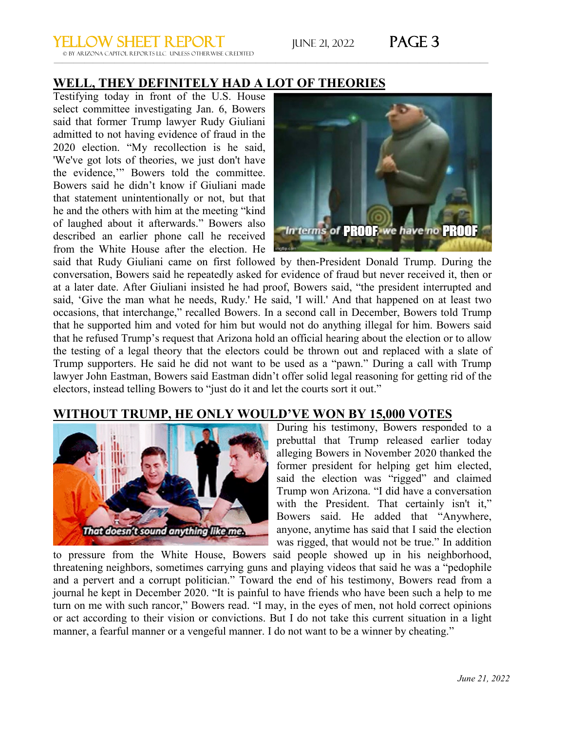## WELL, THEY DEFINITELY HAD A LOT OF THEORIES

Testifying today in front of the U.S. House select committee investigating Jan. 6, Bowers said that former Trump lawyer Rudy Giuliani admitted to not having evidence of fraud in the 2020 election. "My recollection is he said, 'We've got lots of theories, we just don't have the evidence,'" Bowers told the committee. Bowers said he didn't know if Giuliani made that statement unintentionally or not, but that he and the others with him at the meeting "kind of laughed about it afterwards." Bowers also described an earlier phone call he received from the White House after the election. He said that Rudy Giuliani came on first followed by then-President Donald Trump. During the conversation, Bowers said he repeatedly asked for evidence of fraud but never received it, then or at a later date. After Giuliani insisted he had proof, Bowers said, "the president interrupted and said, 'Give the man what he needs, Rudy.' He said, 'I will.' And that happened on at least two occasions, that interchange," recalled Bowers. In a second call in December, Bowers told Trump that he supported him and voted for him but would not do anything illegal for him. Bowers said that he refused Trump's request that Arizona hold an official hearing about the election or to allow the testing of a legal theory that the electors could be thrown out and replaced with a slate of Trump supporters. He said he did not want to be used as a "pawn." During a call with Trump lawyer John Eastman, Bowers said Eastman didn't offer solid legal reasoning for getting rid of the electors, instead telling Bowers to "just do it and let the courts sort it out."

## WITHOUT TRUMP, HE ONLY WOULD'VE WON BY 15,000 VOTES

During his testimony, Bowers responded to a prebuttal that Trump released earlier today alleging Bowers in November 2020 thanked the former president for helping get him elected, said the election was "rigged" and claimed Trump won Arizona. "I did have a conversation with the President. That certainly isn't it," Bowers said. He added that "Anywhere, anyone, anytime has said that I said the election was rigged, that would not be true." In addition to pressure from the White House, Bowers said people showed up in his neighborhood, threatening neighbors, sometimes carrying guns and playing videos that said he was a "pedophile and a pervert and a corrupt politician." Toward the end of his testimony, Bowers read from a journal he kept in December 2020. "It is painful to have friends who have been such a help to me turn on me with such rancor," Bowers read. "I may, in the eyes of men, not hold correct opinions or act according to their vision or convictions. But I do not take this current situation in a light manner, a fearful manner or a vengeful manner. I do not want to be a winner by cheating."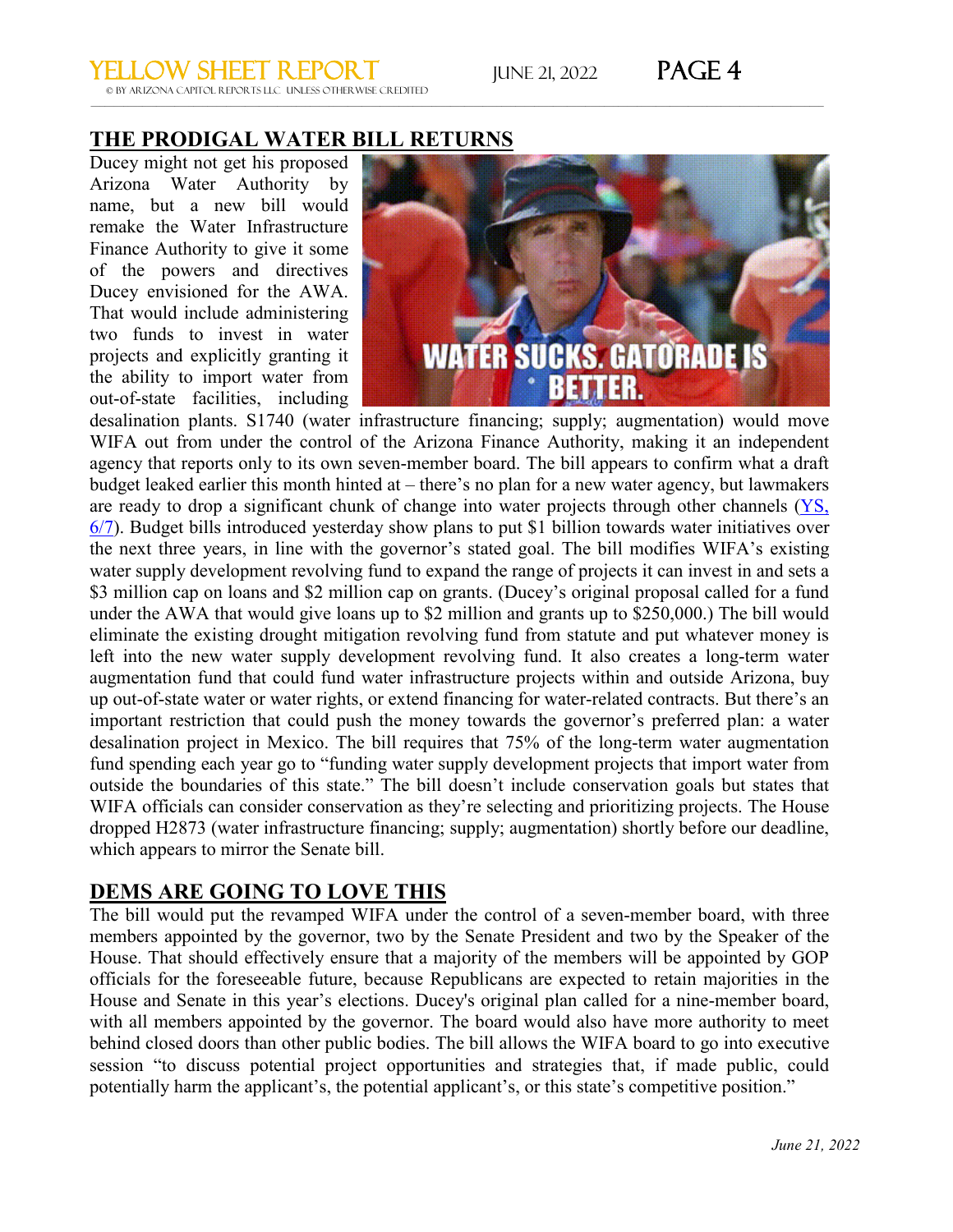## THE PRODIGAL WATER BILL RETURNS

Ducey might not get his proposed Arizona Water Authority by name, but a new bill would remake the Water Infrastructure Finance Authority to give it some of the powers and directives Ducey envisioned for the AWA. That would include administering two funds to invest in water projects and explicitly granting it the ability to import water from out-of-state facilities, including desalination plants. S1740 (water infrastructure financing; supply; augmentation) would move WIFA out from under the control of the Arizona Finance Authority, making it an independent agency that reports only to its own seven-member board. The bill appears to confirm what a draft budget leaked earlier this month hinted at – there's no plan for a new water agency, but lawmakers are ready to drop a significant chunk of change into water projects through other channels (YS, 6/7). Budget bills introduced yesterday show plans to put $1 billion towards water initiatives over the next three years, in line with the governor's stated goal. The bill modifies WIFA's existing water supply development revolving fund to expand the range of projects it can invest in and sets a $3 million cap on loans and $2 million cap on grants. (Ducey's original proposal called for a fund under the AWA that would give loans up to $2 million and grants up to $250,000.) The bill would eliminate the existing drought mitigation revolving fund from statute and put whatever money is left into the new water supply development revolving fund. It also creates a long-term water augmentation fund that could fund water infrastructure projects within and outside Arizona, buy up out-of-state water or water rights, or extend financing for water-related contracts. But there's an important restriction that could push the money towards the governor's preferred plan: a water desalination project in Mexico. The bill requires that 75% of the long-term water augmentation fund spending each year go to "funding water supply development projects that import water from outside the boundaries of this state." The bill doesn't include conservation goals but states that WIFA officials can consider conservation as they're selecting and prioritizing projects. The House dropped H2873 (water infrastructure financing; supply; augmentation) shortly before our deadline, which appears to mirror the Senate bill.

## DEMS ARE GOING TO LOVE THIS

The bill would put the revamped WIFA under the control of a seven-member board, with three members appointed by the governor, two by the Senate President and two by the Speaker of the House. That should effectively ensure that a majority of the members will be appointed by GOP officials for the foreseeable future, because Republicans are expected to retain majorities in the House and Senate in this year's elections. Ducey's original plan called for a nine-member board, with all members appointed by the governor. The board would also have more authority to meet behind closed doors than other public bodies. The bill allows the WIFA board to go into executive session "to discuss potential project opportunities and strategies that, if made public, could potentially harm the applicant's, the potential applicant's, or this state's competitive position."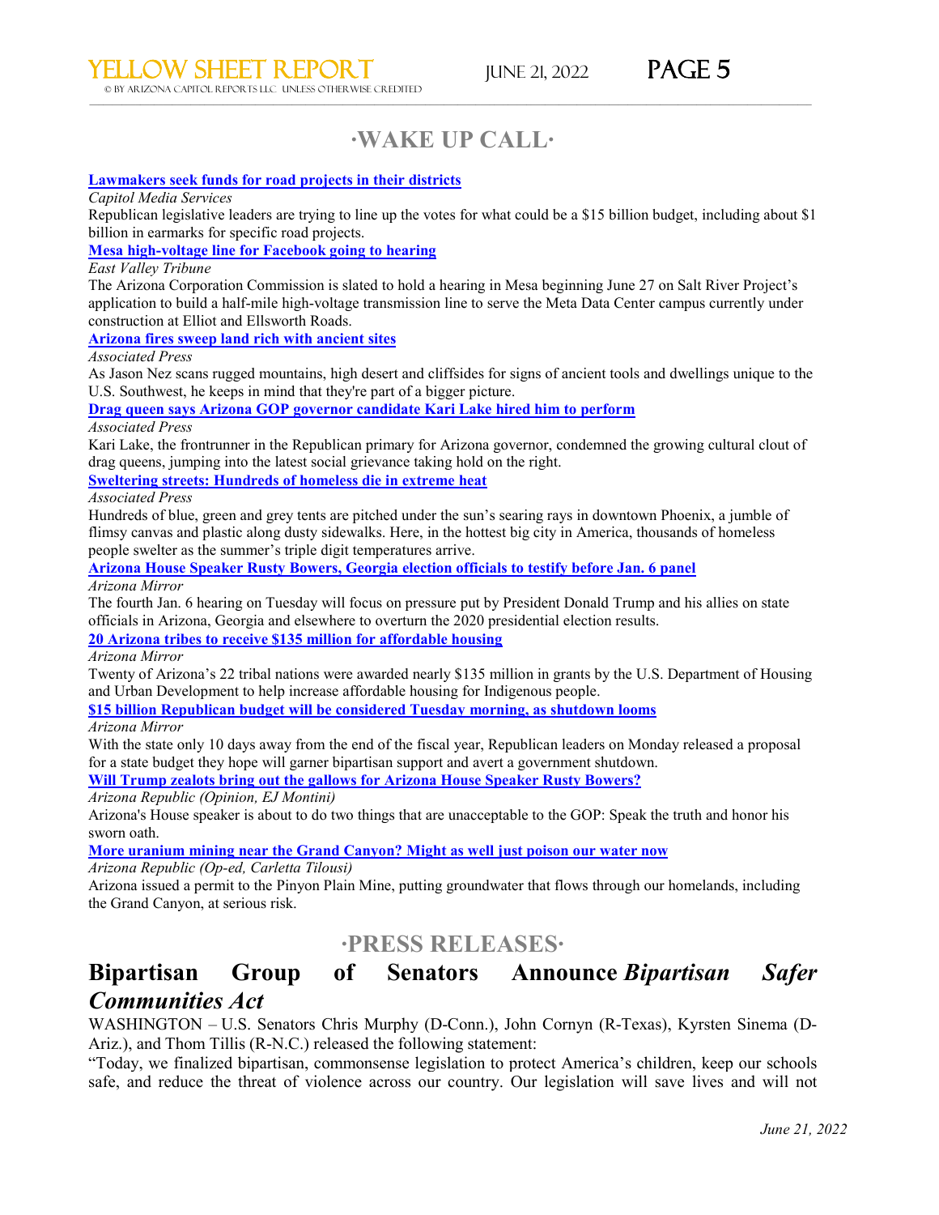## ·WAKE UP CALL·

**Lawmakers seek funds for road projects in their districts**

*Capitol Media Services*

Republican legislative leaders are trying to line up the votes for what could be a $15 billion budget, including about $1 billion in earmarks for specific road projects.

**Mesa high-voltage line for Facebook going to hearing**

*East Valley Tribune*

The Arizona Corporation Commission is slated to hold a hearing in Mesa beginning June 27 on Salt River Project's application to build a half-mile high-voltage transmission line to serve the Meta Data Center campus currently under construction at Elliot and Ellsworth Roads.

**Arizona fires sweep land rich with ancient sites**

*Associated Press*

As Jason Nez scans rugged mountains, high desert and cliffsides for signs of ancient tools and dwellings unique to the U.S. Southwest, he keeps in mind that they're part of a bigger picture.

**Drag queen says Arizona GOP governor candidate Kari Lake hired him to perform**

*Associated Press*

Kari Lake, the frontrunner in the Republican primary for Arizona governor, condemned the growing cultural clout of drag queens, jumping into the latest social grievance taking hold on the right.

**Sweltering streets: Hundreds of homeless die in extreme heat**

*Associated Press*

Hundreds of blue, green and grey tents are pitched under the sun's searing rays in downtown Phoenix, a jumble of flimsy canvas and plastic along dusty sidewalks. Here, in the hottest big city in America, thousands of homeless people swelter as the summer's triple digit temperatures arrive.

**Arizona House Speaker Rusty Bowers, Georgia election officials to testify before Jan. 6 panel**

*Arizona Mirror*

The fourth Jan. 6 hearing on Tuesday will focus on pressure put by President Donald Trump and his allies on state officials in Arizona, Georgia and elsewhere to overturn the 2020 presidential election results.

**20 Arizona tribes to receive $135 million for affordable housing**

*Arizona Mirror*

Twenty of Arizona's 22 tribal nations were awarded nearly $135 million in grants by the U.S. Department of Housing and Urban Development to help increase affordable housing for Indigenous people.

**$15 billion Republican budget will be considered Tuesday morning, as shutdown looms**

*Arizona Mirror*

With the state only 10 days away from the end of the fiscal year, Republican leaders on Monday released a proposal for a state budget they hope will garner bipartisan support and avert a government shutdown.

**Will Trump zealots bring out the gallows for Arizona House Speaker Rusty Bowers?**

*Arizona Republic (Opinion, EJ Montini)*

Arizona's House speaker is about to do two things that are unacceptable to the GOP: Speak the truth and honor his sworn oath.

**More uranium mining near the Grand Canyon? Might as well just poison our water now**

*Arizona Republic (Op-ed, Carletta Tilousi)*

Arizona issued a permit to the Pinyon Plain Mine, putting groundwater that flows through our homelands, including the Grand Canyon, at serious risk.

## ·PRESS RELEASES·

# Bipartisan Group of Senators Announce *Bipartisan Safer Communities Act*

WASHINGTON – U.S. Senators Chris Murphy (D-Conn.), John Cornyn (R-Texas), Kyrsten Sinema (D-Ariz.), and Thom Tillis (R-N.C.) released the following statement:

"Today, we finalized bipartisan, commonsense legislation to protect America's children, keep our schools safe, and reduce the threat of violence across our country. Our legislation will save lives and will not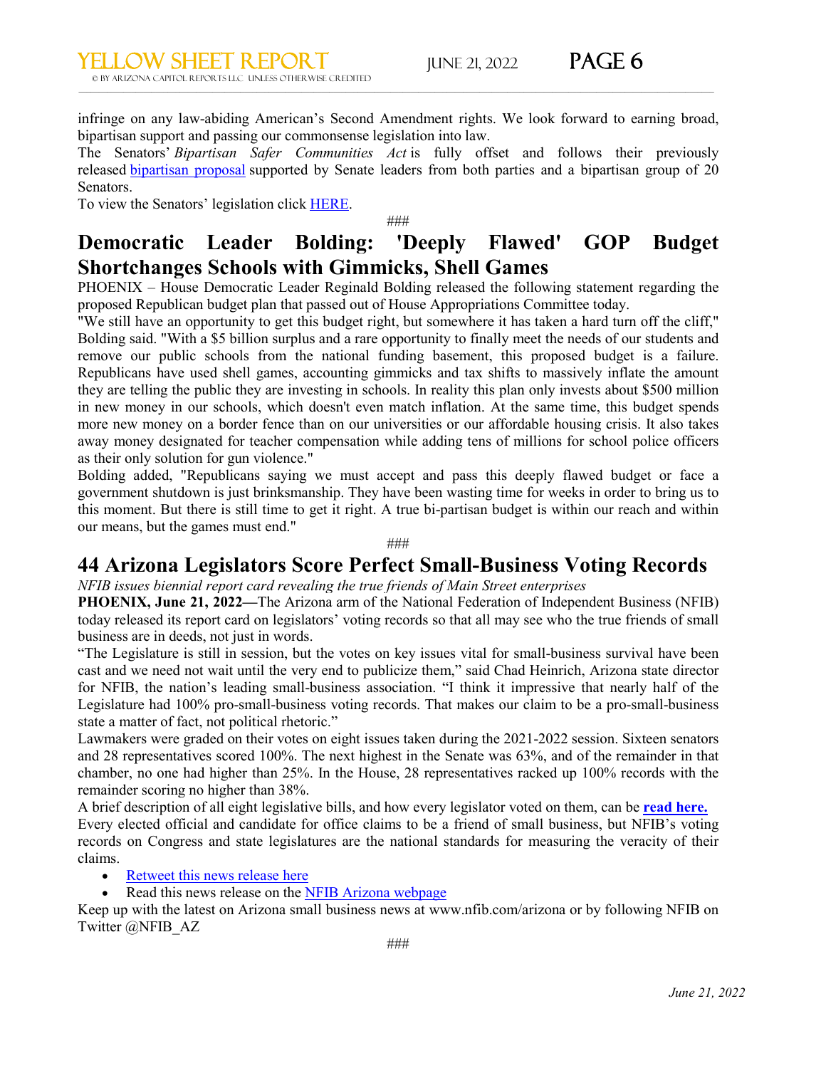infringe on any law-abiding American's Second Amendment rights. We look forward to earning broad, bipartisan support and passing our commonsense legislation into law.

The Senators' *Bipartisan Safer Communities Act* is fully offset and follows their previously released bipartisan proposal supported by Senate leaders from both parties and a bipartisan group of 20 Senators.

To view the Senators' legislation click HERE.

###

# Democratic Leader Bolding: 'Deeply Flawed' GOP Budget Shortchanges Schools with Gimmicks, Shell Games

PHOENIX – House Democratic Leader Reginald Bolding released the following statement regarding the proposed Republican budget plan that passed out of House Appropriations Committee today.

"We still have an opportunity to get this budget right, but somewhere it has taken a hard turn off the cliff," Bolding said. "With a $5 billion surplus and a rare opportunity to finally meet the needs of our students and remove our public schools from the national funding basement, this proposed budget is a failure. Republicans have used shell games, accounting gimmicks and tax shifts to massively inflate the amount they are telling the public they are investing in schools. In reality this plan only invests about $500 million in new money in our schools, which doesn't even match inflation. At the same time, this budget spends more new money on a border fence than on our universities or our affordable housing crisis. It also takes away money designated for teacher compensation while adding tens of millions for school police officers as their only solution for gun violence."

Bolding added, "Republicans saying we must accept and pass this deeply flawed budget or face a government shutdown is just brinksmanship. They have been wasting time for weeks in order to bring us to this moment. But there is still time to get it right. A true bi-partisan budget is within our reach and within our means, but the games must end."

###

# 44 Arizona Legislators Score Perfect Small-Business Voting Records

*NFIB issues biennial report card revealing the true friends of Main Street enterprises*

**PHOENIX, June 21, 2022—**The Arizona arm of the National Federation of Independent Business (NFIB) today released its report card on legislators' voting records so that all may see who the true friends of small business are in deeds, not just in words.

"The Legislature is still in session, but the votes on key issues vital for small-business survival have been cast and we need not wait until the very end to publicize them," said Chad Heinrich, Arizona state director for NFIB, the nation's leading small-business association. "I think it impressive that nearly half of the Legislature had 100% pro-small-business voting records. That makes our claim to be a pro-small-business state a matter of fact, not political rhetoric."

Lawmakers were graded on their votes on eight issues taken during the 2021-2022 session. Sixteen senators and 28 representatives scored 100%. The next highest in the Senate was 63%, and of the remainder in that chamber, no one had higher than 25%. In the House, 28 representatives racked up 100% records with the remainder scoring no higher than 38%.

A brief description of all eight legislative bills, and how every legislator voted on them, can be **read here.**

Every elected official and candidate for office claims to be a friend of small business, but NFIB's voting records on Congress and state legislatures are the national standards for measuring the veracity of their claims.

- Retweet this news release here
- Read this news release on the NFIB Arizona webpage

Keep up with the latest on Arizona small business news at www.nfib.com/arizona or by following NFIB on Twitter @NFIB_AZ

###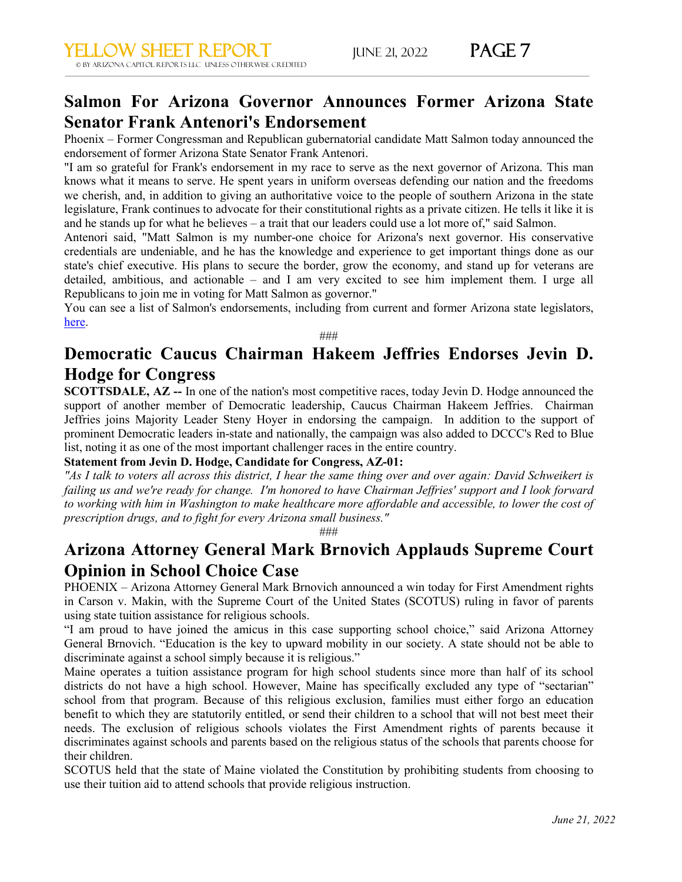## Salmon For Arizona Governor Announces Former Arizona State Senator Frank Antenori's Endorsement

Phoenix – Former Congressman and Republican gubernatorial candidate Matt Salmon today announced the endorsement of former Arizona State Senator Frank Antenori.

"I am so grateful for Frank's endorsement in my race to serve as the next governor of Arizona. This man knows what it means to serve. He spent years in uniform overseas defending our nation and the freedoms we cherish, and, in addition to giving an authoritative voice to the people of southern Arizona in the state legislature, Frank continues to advocate for their constitutional rights as a private citizen. He tells it like it is and he stands up for what he believes – a trait that our leaders could use a lot more of," said Salmon.

Antenori said, "Matt Salmon is my number-one choice for Arizona's next governor. His conservative credentials are undeniable, and he has the knowledge and experience to get important things done as our state's chief executive. His plans to secure the border, grow the economy, and stand up for veterans are detailed, ambitious, and actionable – and I am very excited to see him implement them. I urge all Republicans to join me in voting for Matt Salmon as governor."

You can see a list of Salmon's endorsements, including from current and former Arizona state legislators, here.

###

## Democratic Caucus Chairman Hakeem Jeffries Endorses Jevin D. Hodge for Congress

**SCOTTSDALE, AZ --** In one of the nation's most competitive races, today Jevin D. Hodge announced the support of another member of Democratic leadership, Caucus Chairman Hakeem Jeffries. Chairman Jeffries joins Majority Leader Steny Hoyer in endorsing the campaign. In addition to the support of prominent Democratic leaders in-state and nationally, the campaign was also added to DCCC's Red to Blue list, noting it as one of the most important challenger races in the entire country.

**Statement from Jevin D. Hodge, Candidate for Congress, AZ-01:**

*"As I talk to voters all across this district, I hear the same thing over and over again: David Schweikert is failing us and we're ready for change. I'm honored to have Chairman Jeffries' support and I look forward to working with him in Washington to make healthcare more affordable and accessible, to lower the cost of prescription drugs, and to fight for every Arizona small business."*

###

## Arizona Attorney General Mark Brnovich Applauds Supreme Court Opinion in School Choice Case

PHOENIX – Arizona Attorney General Mark Brnovich announced a win today for First Amendment rights in Carson v. Makin, with the Supreme Court of the United States (SCOTUS) ruling in favor of parents using state tuition assistance for religious schools.

"I am proud to have joined the amicus in this case supporting school choice," said Arizona Attorney General Brnovich. "Education is the key to upward mobility in our society. A state should not be able to discriminate against a school simply because it is religious."

Maine operates a tuition assistance program for high school students since more than half of its school districts do not have a high school. However, Maine has specifically excluded any type of "sectarian" school from that program. Because of this religious exclusion, families must either forgo an education benefit to which they are statutorily entitled, or send their children to a school that will not best meet their needs. The exclusion of religious schools violates the First Amendment rights of parents because it discriminates against schools and parents based on the religious status of the schools that parents choose for their children.

SCOTUS held that the state of Maine violated the Constitution by prohibiting students from choosing to use their tuition aid to attend schools that provide religious instruction.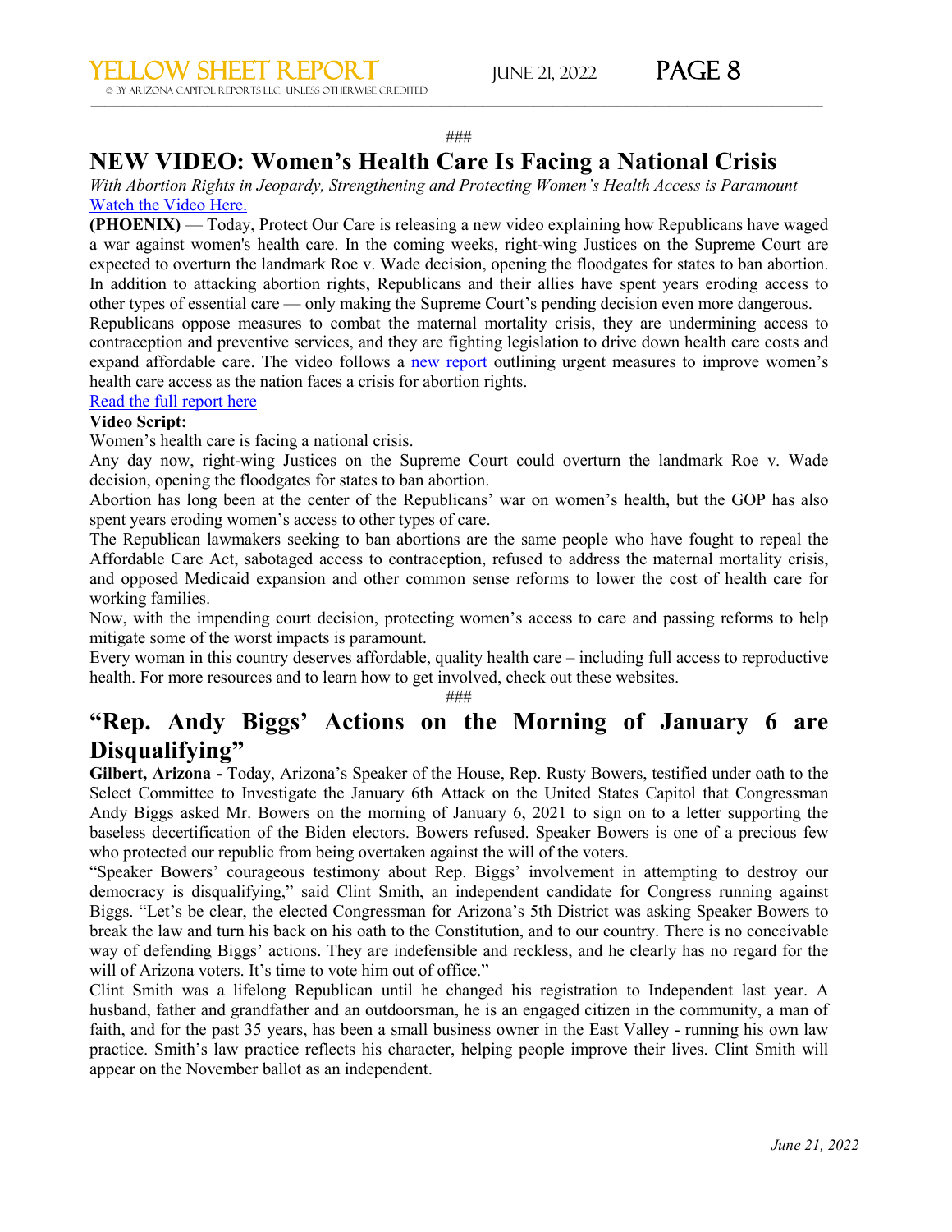###

# NEW VIDEO: Women's Health Care Is Facing a National Crisis

*With Abortion Rights in Jeopardy, Strengthening and Protecting Women's Health Access is Paramount*

[Watch the Video Here.]

**(PHOENIX)** — Today, Protect Our Care is releasing a new video explaining how Republicans have waged a war against women's health care. In the coming weeks, right-wing Justices on the Supreme Court are expected to overturn the landmark Roe v. Wade decision, opening the floodgates for states to ban abortion. In addition to attacking abortion rights, Republicans and their allies have spent years eroding access to other types of essential care — only making the Supreme Court's pending decision even more dangerous.

Republicans oppose measures to combat the maternal mortality crisis, they are undermining access to contraception and preventive services, and they are fighting legislation to drive down health care costs and expand affordable care. The video follows a [new report] outlining urgent measures to improve women's health care access as the nation faces a crisis for abortion rights.

[Read the full report here]

**Video Script:**

Women's health care is facing a national crisis.

Any day now, right-wing Justices on the Supreme Court could overturn the landmark Roe v. Wade decision, opening the floodgates for states to ban abortion.

Abortion has long been at the center of the Republicans' war on women's health, but the GOP has also spent years eroding women's access to other types of care.

The Republican lawmakers seeking to ban abortions are the same people who have fought to repeal the Affordable Care Act, sabotaged access to contraception, refused to address the maternal mortality crisis, and opposed Medicaid expansion and other common sense reforms to lower the cost of health care for working families.

Now, with the impending court decision, protecting women's access to care and passing reforms to help mitigate some of the worst impacts is paramount.

Every woman in this country deserves affordable, quality health care – including full access to reproductive health. For more resources and to learn how to get involved, check out these websites.

###

# "Rep. Andy Biggs' Actions on the Morning of January 6 are Disqualifying"

**Gilbert, Arizona -** Today, Arizona's Speaker of the House, Rep. Rusty Bowers, testified under oath to the Select Committee to Investigate the January 6th Attack on the United States Capitol that Congressman Andy Biggs asked Mr. Bowers on the morning of January 6, 2021 to sign on to a letter supporting the baseless decertification of the Biden electors. Bowers refused. Speaker Bowers is one of a precious few who protected our republic from being overtaken against the will of the voters.

"Speaker Bowers' courageous testimony about Rep. Biggs' involvement in attempting to destroy our democracy is disqualifying," said Clint Smith, an independent candidate for Congress running against Biggs. "Let's be clear, the elected Congressman for Arizona's 5th District was asking Speaker Bowers to break the law and turn his back on his oath to the Constitution, and to our country. There is no conceivable way of defending Biggs' actions. They are indefensible and reckless, and he clearly has no regard for the will of Arizona voters. It's time to vote him out of office."

Clint Smith was a lifelong Republican until he changed his registration to Independent last year. A husband, father and grandfather and an outdoorsman, he is an engaged citizen in the community, a man of faith, and for the past 35 years, has been a small business owner in the East Valley - running his own law practice. Smith's law practice reflects his character, helping people improve their lives. Clint Smith will appear on the November ballot as an independent.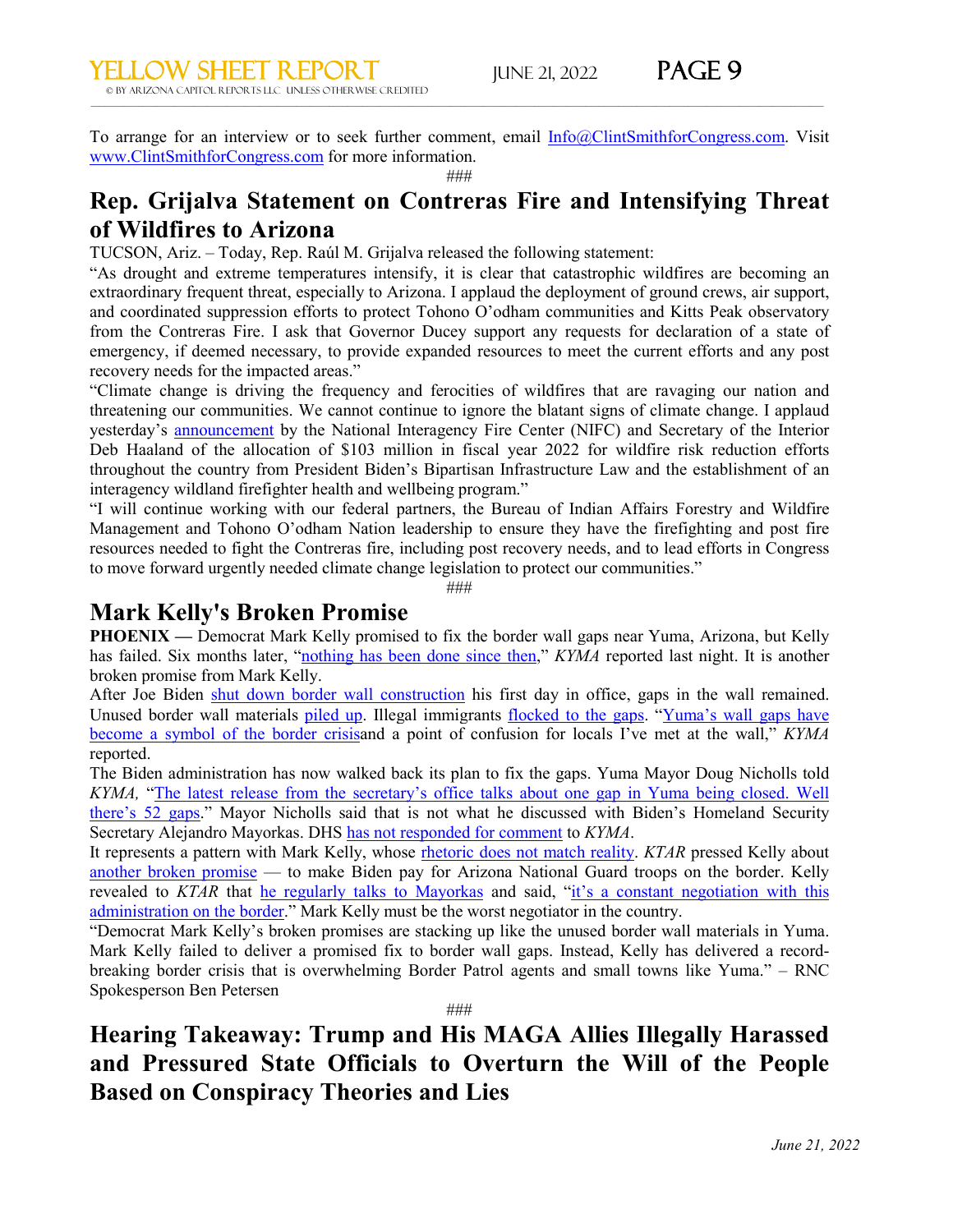To arrange for an interview or to seek further comment, email Info@ClintSmithforCongress.com. Visit www.ClintSmithforCongress.com for more information.

###

## Rep. Grijalva Statement on Contreras Fire and Intensifying Threat of Wildfires to Arizona

TUCSON, Ariz. – Today, Rep. Raúl M. Grijalva released the following statement:

"As drought and extreme temperatures intensify, it is clear that catastrophic wildfires are becoming an extraordinary frequent threat, especially to Arizona. I applaud the deployment of ground crews, air support, and coordinated suppression efforts to protect Tohono O'odham communities and Kitts Peak observatory from the Contreras Fire. I ask that Governor Ducey support any requests for declaration of a state of emergency, if deemed necessary, to provide expanded resources to meet the current efforts and any post recovery needs for the impacted areas."

"Climate change is driving the frequency and ferocities of wildfires that are ravaging our nation and threatening our communities. We cannot continue to ignore the blatant signs of climate change. I applaud yesterday's announcement by the National Interagency Fire Center (NIFC) and Secretary of the Interior Deb Haaland of the allocation of $103 million in fiscal year 2022 for wildfire risk reduction efforts throughout the country from President Biden's Bipartisan Infrastructure Law and the establishment of an interagency wildland firefighter health and wellbeing program."

"I will continue working with our federal partners, the Bureau of Indian Affairs Forestry and Wildfire Management and Tohono O'odham Nation leadership to ensure they have the firefighting and post fire resources needed to fight the Contreras fire, including post recovery needs, and to lead efforts in Congress to move forward urgently needed climate change legislation to protect our communities."

###

## Mark Kelly's Broken Promise

**PHOENIX —** Democrat Mark Kelly promised to fix the border wall gaps near Yuma, Arizona, but Kelly has failed. Six months later, "nothing has been done since then," *KYMA* reported last night. It is another broken promise from Mark Kelly.

After Joe Biden shut down border wall construction his first day in office, gaps in the wall remained. Unused border wall materials piled up. Illegal immigrants flocked to the gaps. "Yuma's wall gaps have become a symbol of the border crisisand a point of confusion for locals I've met at the wall," *KYMA* reported.

The Biden administration has now walked back its plan to fix the gaps. Yuma Mayor Doug Nicholls told *KYMA,* "The latest release from the secretary's office talks about one gap in Yuma being closed. Well there's 52 gaps." Mayor Nicholls said that is not what he discussed with Biden's Homeland Security Secretary Alejandro Mayorkas. DHS has not responded for comment to *KYMA*.

It represents a pattern with Mark Kelly, whose rhetoric does not match reality. *KTAR* pressed Kelly about another broken promise — to make Biden pay for Arizona National Guard troops on the border. Kelly revealed to *KTAR* that he regularly talks to Mayorkas and said, "it's a constant negotiation with this administration on the border." Mark Kelly must be the worst negotiator in the country.

"Democrat Mark Kelly's broken promises are stacking up like the unused border wall materials in Yuma. Mark Kelly failed to deliver a promised fix to border wall gaps. Instead, Kelly has delivered a record-breaking border crisis that is overwhelming Border Patrol agents and small towns like Yuma." – RNC Spokesperson Ben Petersen

###

## Hearing Takeaway: Trump and His MAGA Allies Illegally Harassed and Pressured State Officials to Overturn the Will of the People Based on Conspiracy Theories and Lies

*June 21, 2022*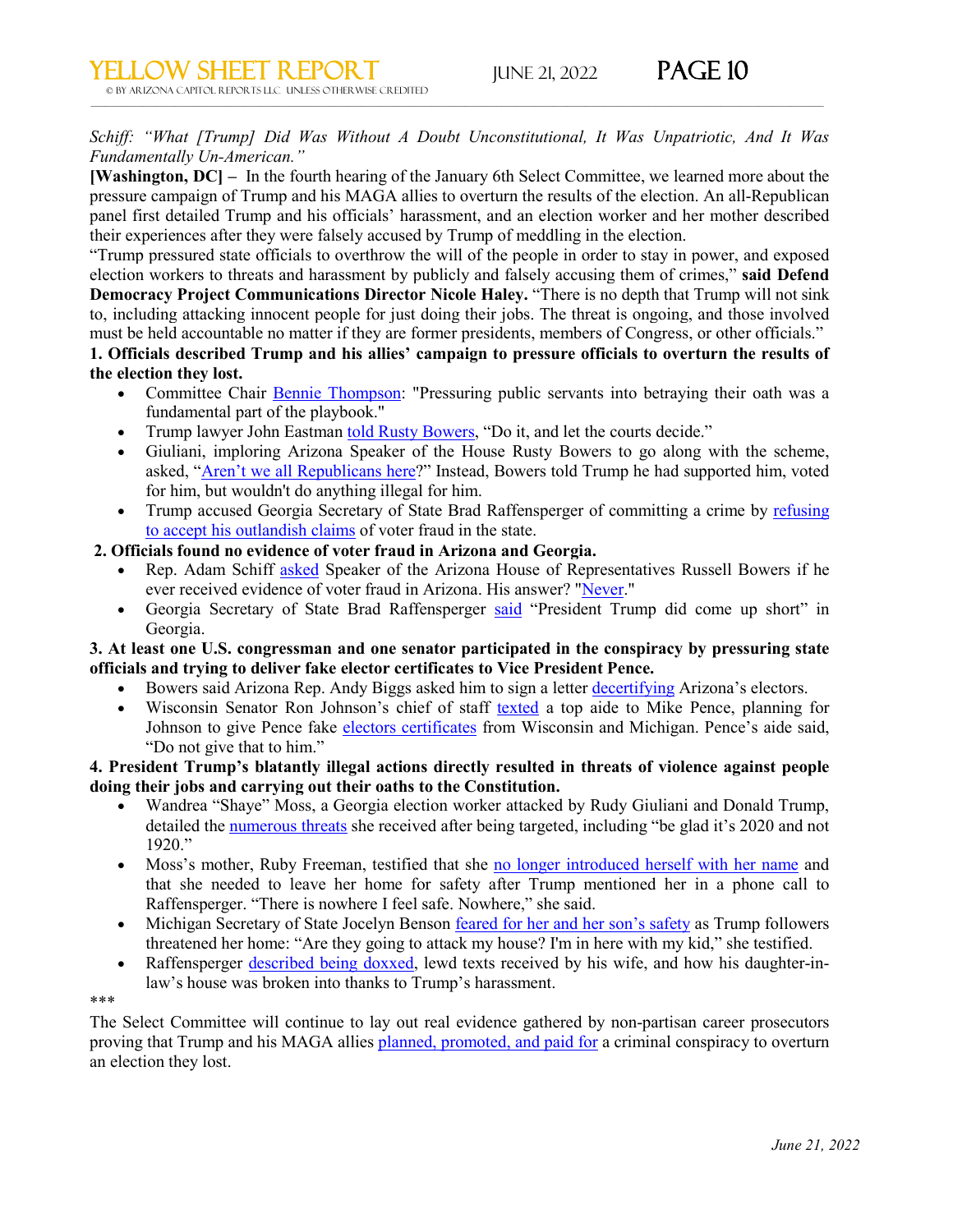*Schiff: "What [Trump] Did Was Without A Doubt Unconstitutional, It Was Unpatriotic, And It Was Fundamentally Un-American."*

**[Washington, DC] –** In the fourth hearing of the January 6th Select Committee, we learned more about the pressure campaign of Trump and his MAGA allies to overturn the results of the election. An all-Republican panel first detailed Trump and his officials' harassment, and an election worker and her mother described their experiences after they were falsely accused by Trump of meddling in the election.

"Trump pressured state officials to overthrow the will of the people in order to stay in power, and exposed election workers to threats and harassment by publicly and falsely accusing them of crimes," **said Defend Democracy Project Communications Director Nicole Haley.** "There is no depth that Trump will not sink to, including attacking innocent people for just doing their jobs. The threat is ongoing, and those involved must be held accountable no matter if they are former presidents, members of Congress, or other officials."

**1. Officials described Trump and his allies' campaign to pressure officials to overturn the results of the election they lost.**

- Committee Chair Bennie Thompson: "Pressuring public servants into betraying their oath was a fundamental part of the playbook."
- Trump lawyer John Eastman told Rusty Bowers, "Do it, and let the courts decide."
- Giuliani, imploring Arizona Speaker of the House Rusty Bowers to go along with the scheme, asked, "Aren't we all Republicans here?" Instead, Bowers told Trump he had supported him, voted for him, but wouldn't do anything illegal for him.
- Trump accused Georgia Secretary of State Brad Raffensperger of committing a crime by refusing to accept his outlandish claims of voter fraud in the state.

**2. Officials found no evidence of voter fraud in Arizona and Georgia.**

- Rep. Adam Schiff asked Speaker of the Arizona House of Representatives Russell Bowers if he ever received evidence of voter fraud in Arizona. His answer? "Never."
- Georgia Secretary of State Brad Raffensperger said "President Trump did come up short" in Georgia.

**3. At least one U.S. congressman and one senator participated in the conspiracy by pressuring state officials and trying to deliver fake elector certificates to Vice President Pence.**

- Bowers said Arizona Rep. Andy Biggs asked him to sign a letter decertifying Arizona's electors.
- Wisconsin Senator Ron Johnson's chief of staff texted a top aide to Mike Pence, planning for Johnson to give Pence fake electors certificates from Wisconsin and Michigan. Pence's aide said, "Do not give that to him."

**4. President Trump's blatantly illegal actions directly resulted in threats of violence against people doing their jobs and carrying out their oaths to the Constitution.**

- Wandrea "Shaye" Moss, a Georgia election worker attacked by Rudy Giuliani and Donald Trump, detailed the numerous threats she received after being targeted, including "be glad it's 2020 and not 1920."
- Moss's mother, Ruby Freeman, testified that she no longer introduced herself with her name and that she needed to leave her home for safety after Trump mentioned her in a phone call to Raffensperger. "There is nowhere I feel safe. Nowhere," she said.
- Michigan Secretary of State Jocelyn Benson feared for her and her son's safety as Trump followers threatened her home: "Are they going to attack my house? I'm in here with my kid," she testified.
- Raffensperger described being doxxed, lewd texts received by his wife, and how his daughter-in-law's house was broken into thanks to Trump's harassment.

***

The Select Committee will continue to lay out real evidence gathered by non-partisan career prosecutors proving that Trump and his MAGA allies planned, promoted, and paid for a criminal conspiracy to overturn an election they lost.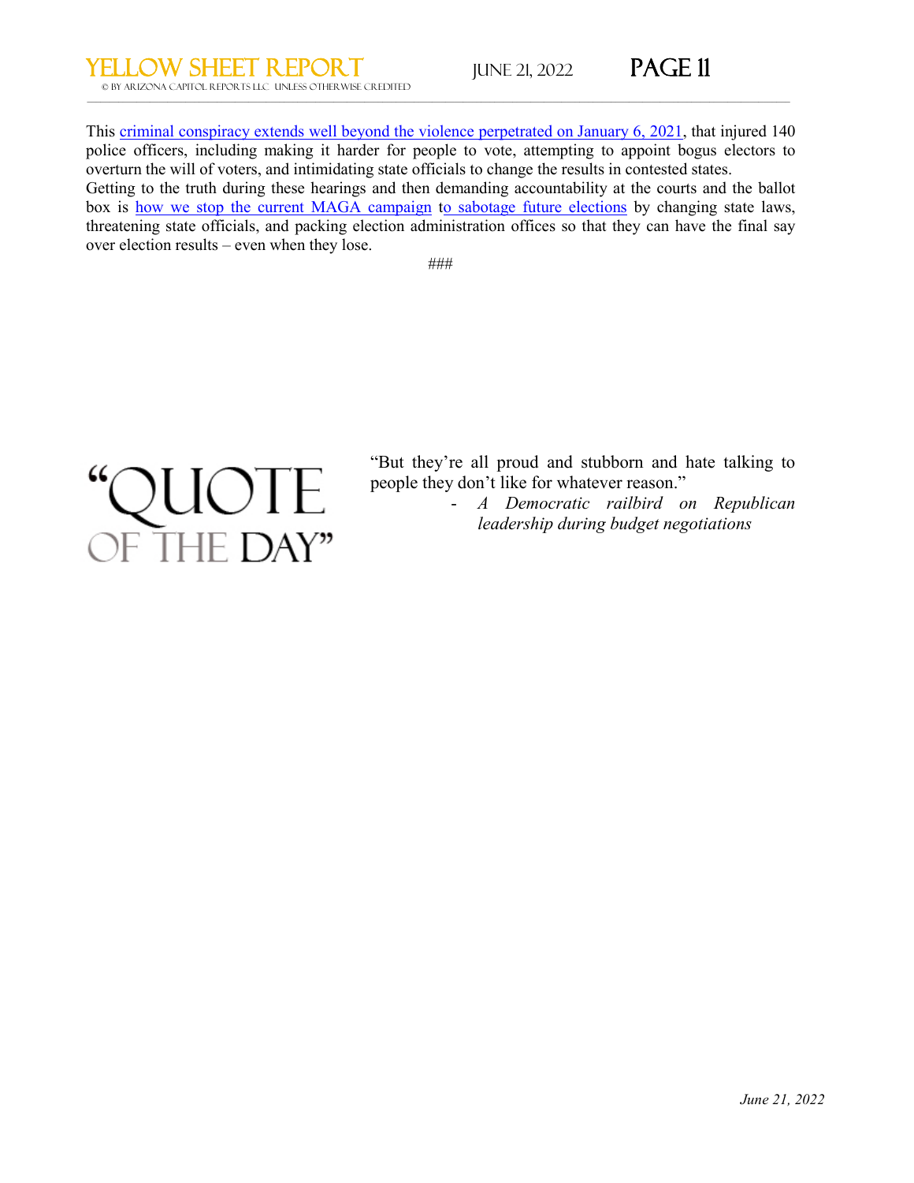This criminal conspiracy extends well beyond the violence perpetrated on January 6, 2021, that injured 140 police officers, including making it harder for people to vote, attempting to appoint bogus electors to overturn the will of voters, and intimidating state officials to change the results in contested states.

Getting to the truth during these hearings and then demanding accountability at the courts and the ballot box is how we stop the current MAGA campaign to sabotage future elections by changing state laws, threatening state officials, and packing election administration offices so that they can have the final say over election results – even when they lose.

###

## "QUOTE OF THE DAY"

"But they're all proud and stubborn and hate talking to people they don't like for whatever reason."

- *A Democratic railbird on Republican leadership during budget negotiations*